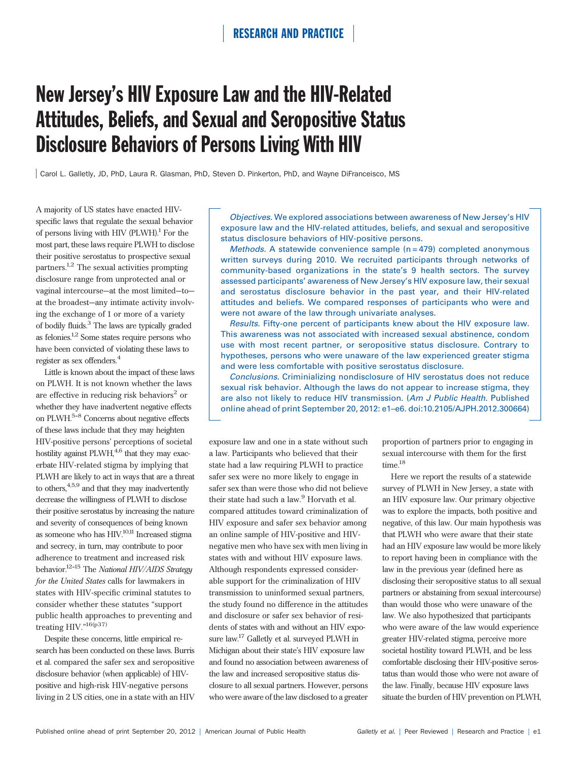# New Jersey's HIV Exposure Law and the HIV-Related Attitudes, Beliefs, and Sexual and Seropositive Status Disclosure Behaviors of Persons Living With HIV

Carol L. Galletly, JD, PhD, Laura R. Glasman, PhD, Steven D. Pinkerton, PhD, and Wayne DiFranceisco, MS

*Objectives.* We explored associations between awareness of New Jersey's HIV exposure law and the HIV-related attitudes, beliefs, and sexual and seropositive status disclosure behaviors of HIV-positive persons.

*Methods.* A statewide convenience sample (n = 479) completed anonymous written surveys during 2010. We recruited participants through networks of community-based organizations in the state's 9 health sectors. The survey assessed participants' awareness of New Jersey's HIV exposure law, their sexual and serostatus disclosure behavior in the past year, and their HIV-related attitudes and beliefs. We compared responses of participants who were and were not aware of the law through univariate analyses.

*Results.* Fifty-one percent of participants knew about the HIV exposure law. This awareness was not associated with increased sexual abstinence, condom use with most recent partner, or seropositive status disclosure. Contrary to hypotheses, persons who were unaware of the law experienced greater stigma and were less comfortable with positive serostatus disclosure.

*Conclusions.* Criminializing nondisclosure of HIV serostatus does not reduce sexual risk behavior. Although the laws do not appear to increase stigma, they are also not likely to reduce HIV transmission. (*Am J Public Health*. Published online ahead of print September 20, 2012: e1–e6. doi:10.2105/AJPH.2012.300664)

A majority of US states have enacted HIV-specific laws that regulate the sexual behavior of persons living with HIV (PLWH).[1] For the most part, these laws require PLWH to disclose their positive serostatus to prospective sexual partners.[1,2] The sexual activities prompting disclosure range from unprotected anal or vaginal intercourse—at the most limited—to—at the broadest—any intimate activity involving the exchange of 1 or more of a variety of bodily fluids.[3] The laws are typically graded as felonies.[1,2] Some states require persons who have been convicted of violating these laws to register as sex offenders.[4]

Little is known about the impact of these laws on PLWH. It is not known whether the laws are effective in reducing risk behaviors[2] or whether they have inadvertent negative effects on PLWH.[5–8] Concerns about negative effects of these laws include that they may heighten HIV-positive persons' perceptions of societal hostility against PLWH,[4,6] that they may exacerbate HIV-related stigma by implying that PLWH are likely to act in ways that are a threat to others,[4,5,9] and that they may inadvertently decrease the willingness of PLWH to disclose their positive serostatus by increasing the nature and severity of consequences of being known as someone who has HIV.[10,11] Increased stigma and secrecy, in turn, may contribute to poor adherence to treatment and increased risk behavior.[12–15] The *National HIV/AIDS Strategy for the United States* calls for lawmakers in states with HIV-specific criminal statutes to consider whether these statutes "support public health approaches to preventing and treating HIV."[16(p37)]

Despite these concerns, little empirical research has been conducted on these laws. Burris et al. compared the safer sex and seropositive disclosure behavior (when applicable) of HIV-positive and high-risk HIV-negative persons living in 2 US cities, one in a state with an HIV exposure law and one in a state without such a law. Participants who believed that their state had a law requiring PLWH to practice safer sex were no more likely to engage in safer sex than were those who did not believe their state had such a law.[9] Horvath et al. compared attitudes toward criminalization of HIV exposure and safer sex behavior among an online sample of HIV-positive and HIV-negative men who have sex with men living in states with and without HIV exposure laws. Although respondents expressed considerable support for the criminalization of HIV transmission to uninformed sexual partners, the study found no difference in the attitudes and disclosure or safer sex behavior of residents of states with and without an HIV exposure law.[17] Galletly et al. surveyed PLWH in Michigan about their state's HIV exposure law and found no association between awareness of the law and increased seropositive status disclosure to all sexual partners. However, persons who were aware of the law disclosed to a greater proportion of partners prior to engaging in sexual intercourse with them for the first time.[18]

Here we report the results of a statewide survey of PLWH in New Jersey, a state with an HIV exposure law. Our primary objective was to explore the impacts, both positive and negative, of this law. Our main hypothesis was that PLWH who were aware that their state had an HIV exposure law would be more likely to report having been in compliance with the law in the previous year (defined here as disclosing their seropositive status to all sexual partners or abstaining from sexual intercourse) than would those who were unaware of the law. We also hypothesized that participants who were aware of the law would experience greater HIV-related stigma, perceive more societal hostility toward PLWH, and be less comfortable disclosing their HIV-positive serostatus than would those who were not aware of the law. Finally, because HIV exposure laws situate the burden of HIV prevention on PLWH,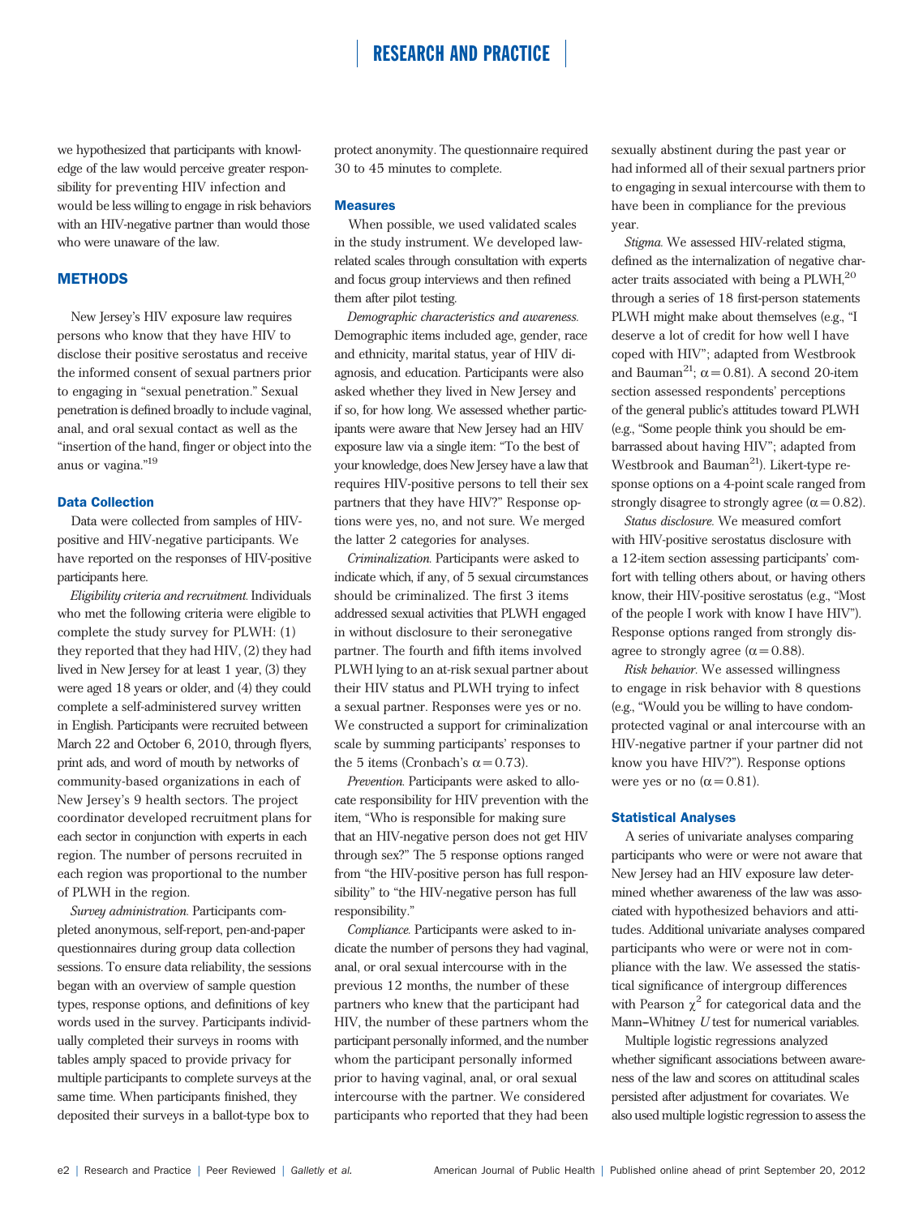we hypothesized that participants with knowledge of the law would perceive greater responsibility for preventing HIV infection and would be less willing to engage in risk behaviors with an HIV-negative partner than would those who were unaware of the law.

## METHODS

New Jersey's HIV exposure law requires persons who know that they have HIV to disclose their positive serostatus and receive the informed consent of sexual partners prior to engaging in "sexual penetration." Sexual penetration is defined broadly to include vaginal, anal, and oral sexual contact as well as the "insertion of the hand, finger or object into the anus or vagina."[19]

### Data Collection

Data were collected from samples of HIV-positive and HIV-negative participants. We have reported on the responses of HIV-positive participants here.

*Eligibility criteria and recruitment.* Individuals who met the following criteria were eligible to complete the study survey for PLWH: (1) they reported that they had HIV, (2) they had lived in New Jersey for at least 1 year, (3) they were aged 18 years or older, and (4) they could complete a self-administered survey written in English. Participants were recruited between March 22 and October 6, 2010, through flyers, print ads, and word of mouth by networks of community-based organizations in each of New Jersey's 9 health sectors. The project coordinator developed recruitment plans for each sector in conjunction with experts in each region. The number of persons recruited in each region was proportional to the number of PLWH in the region.

*Survey administration.* Participants completed anonymous, self-report, pen-and-paper questionnaires during group data collection sessions. To ensure data reliability, the sessions began with an overview of sample question types, response options, and definitions of key words used in the survey. Participants individually completed their surveys in rooms with tables amply spaced to provide privacy for multiple participants to complete surveys at the same time. When participants finished, they deposited their surveys in a ballot-type box to protect anonymity. The questionnaire required 30 to 45 minutes to complete.

### Measures

When possible, we used validated scales in the study instrument. We developed law-related scales through consultation with experts and focus group interviews and then refined them after pilot testing.

*Demographic characteristics and awareness.* Demographic items included age, gender, race and ethnicity, marital status, year of HIV diagnosis, and education. Participants were also asked whether they lived in New Jersey and if so, for how long. We assessed whether participants were aware that New Jersey had an HIV exposure law via a single item: "To the best of your knowledge, does New Jersey have a law that requires HIV-positive persons to tell their sex partners that they have HIV?" Response options were yes, no, and not sure. We merged the latter 2 categories for analyses.

*Criminalization.* Participants were asked to indicate which, if any, of 5 sexual circumstances should be criminalized. The first 3 items addressed sexual activities that PLWH engaged in without disclosure to their seronegative partner. The fourth and fifth items involved PLWH lying to an at-risk sexual partner about their HIV status and PLWH trying to infect a sexual partner. Responses were yes or no. We constructed a support for criminalization scale by summing participants' responses to the 5 items (Cronbach's $\alpha = 0.73$).

*Prevention.* Participants were asked to allocate responsibility for HIV prevention with the item, "Who is responsible for making sure that an HIV-negative person does not get HIV through sex?" The 5 response options ranged from "the HIV-positive person has full responsibility" to "the HIV-negative person has full responsibility."

*Compliance.* Participants were asked to indicate the number of persons they had vaginal, anal, or oral sexual intercourse with in the previous 12 months, the number of these partners who knew that the participant had HIV, the number of these partners whom the participant personally informed, and the number whom the participant personally informed prior to having vaginal, anal, or oral sexual intercourse with the partner. We considered participants who reported that they had been sexually abstinent during the past year or had informed all of their sexual partners prior to engaging in sexual intercourse with them to have been in compliance for the previous year.

*Stigma.* We assessed HIV-related stigma, defined as the internalization of negative character traits associated with being a PLWH,[20] through a series of 18 first-person statements PLWH might make about themselves (e.g., "I deserve a lot of credit for how well I have coped with HIV"; adapted from Westbrook and Bauman[21]; $\alpha = 0.81$). A second 20-item section assessed respondents' perceptions of the general public's attitudes toward PLWH (e.g., "Some people think you should be embarrassed about having HIV"; adapted from Westbrook and Bauman[21]). Likert-type response options on a 4-point scale ranged from strongly disagree to strongly agree ($\alpha = 0.82$).

*Status disclosure.* We measured comfort with HIV-positive serostatus disclosure with a 12-item section assessing participants' comfort with telling others about, or having others know, their HIV-positive serostatus ("Most of the people I work with know I have HIV"). Response options ranged from strongly disagree to strongly agree ($\alpha = 0.88$).

*Risk behavior.* We assessed willingness to engage in risk behavior with 8 questions (e.g., "Would you be willing to have condom-protected vaginal or anal intercourse with an HIV-negative partner if your partner did not know you have HIV?"). Response options were yes or no ($\alpha = 0.81$).

### Statistical Analyses

A series of univariate analyses comparing participants who were or were not aware that New Jersey had an HIV exposure law determined whether awareness of the law was associated with hypothesized behaviors and attitudes. Additional univariate analyses compared participants who were or were not in compliance with the law. We assessed the statistical significance of intergroup differences with Pearson $\chi^2$ for categorical data and the Mann–Whitney $U$ test for numerical variables.

Multiple logistic regressions analyzed whether significant associations between awareness of the law and scores on attitudinal scales persisted after adjustment for covariates. We also used multiple logistic regression to assess the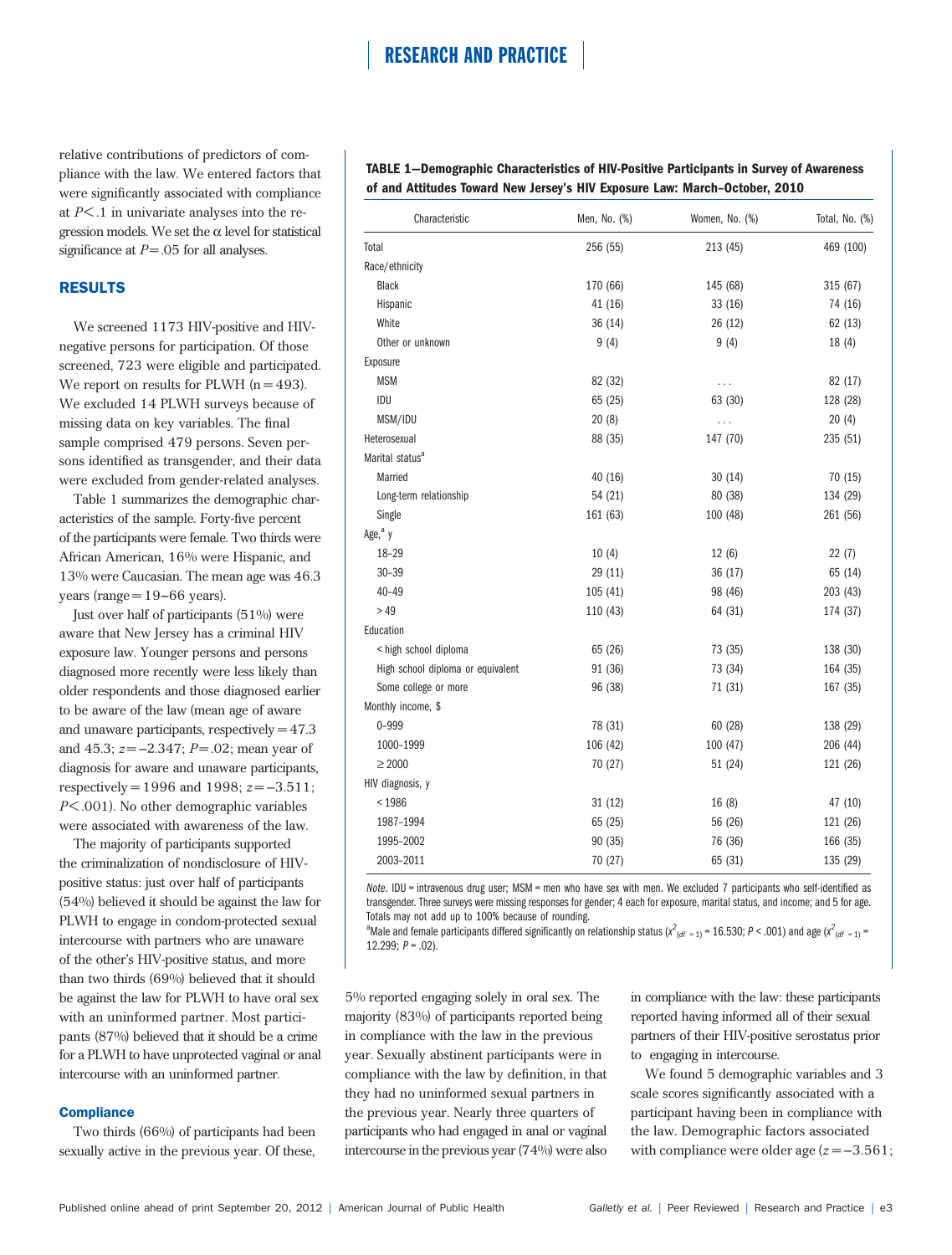relative contributions of predictors of compliance with the law. We entered factors that were significantly associated with compliance at $P < .1$ in univariate analyses into the regression models. We set the α level for statistical significance at $P = .05$ for all analyses.

## RESULTS

We screened 1173 HIV-positive and HIV-negative persons for participation. Of those screened, 723 were eligible and participated. We report on results for PLWH (n = 493). We excluded 14 PLWH surveys because of missing data on key variables. The final sample comprised 479 persons. Seven persons identified as transgender, and their data were excluded from gender-related analyses.

Table 1 summarizes the demographic characteristics of the sample. Forty-five percent of the participants were female. Two thirds were African American, 16% were Hispanic, and 13% were Caucasian. The mean age was 46.3 years (range = 19–66 years).

Just over half of participants (51%) were aware that New Jersey has a criminal HIV exposure law. Younger persons and persons diagnosed more recently were less likely than older respondents and those diagnosed earlier to be aware of the law (mean age of aware and unaware participants, respectively = 47.3 and 45.3; $z = -2.347$; $P = .02$; mean year of diagnosis for aware and unaware participants, respectively = 1996 and 1998; $z = -3.511$; $P < .001$). No other demographic variables were associated with awareness of the law.

The majority of participants supported the criminalization of nondisclosure of HIV-positive status: just over half of participants (54%) believed it should be against the law for PLWH to engage in condom-protected sexual intercourse with partners who are unaware of the other's HIV-positive status, and more than two thirds (69%) believed that it should be against the law for PLWH to have oral sex with an uninformed partner. Most participants (87%) believed that it should be a crime for a PLWH to have unprotected vaginal or anal intercourse with an uninformed partner.

**TABLE 1—Demographic Characteristics of HIV-Positive Participants in Survey of Awareness of and Attitudes Toward New Jersey's HIV Exposure Law: March–October, 2010**

| Characteristic | Men, No. (%) | Women, No. (%) | Total, No. (%) |
|---|---|---|---|
| Total | 256 (55) | 213 (45) | 469 (100) |
| Race/ethnicity | | | |
| Black | 170 (66) | 145 (68) | 315 (67) |
| Hispanic | 41 (16) | 33 (16) | 74 (16) |
| White | 36 (14) | 26 (12) | 62 (13) |
| Other or unknown | 9 (4) | 9 (4) | 18 (4) |
| Exposure | | | |
| MSM | 82 (32) | . . . | 82 (17) |
| IDU | 65 (25) | 63 (30) | 128 (28) |
| MSM/IDU | 20 (8) | . . . | 20 (4) |
| Heterosexual | 88 (35) | 147 (70) | 235 (51) |
| Marital status[a] | | | |
| Married | 40 (16) | 30 (14) | 70 (15) |
| Long-term relationship | 54 (21) | 80 (38) | 134 (29) |
| Single | 161 (63) | 100 (48) | 261 (56) |
| Age,[a] y | | | |
| 18–29 | 10 (4) | 12 (6) | 22 (7) |
| 30–39 | 29 (11) | 36 (17) | 65 (14) |
| 40–49 | 105 (41) | 98 (46) | 203 (43) |
| > 49 | 110 (43) | 64 (31) | 174 (37) |
| Education | | | |
| < high school diploma | 65 (26) | 73 (35) | 138 (30) |
| High school diploma or equivalent | 91 (36) | 73 (34) | 164 (35) |
| Some college or more | 96 (38) | 71 (31) | 167 (35) |
| Monthly income, $ | | | |
| 0–999 | 78 (31) | 60 (28) | 138 (29) |
| 1000–1999 | 106 (42) | 100 (47) | 206 (44) |
| ≥ 2000 | 70 (27) | 51 (24) | 121 (26) |
| HIV diagnosis, y | | | |
| < 1986 | 31 (12) | 16 (8) | 47 (10) |
| 1987–1994 | 65 (25) | 56 (26) | 121 (26) |
| 1995–2002 | 90 (35) | 76 (36) | 166 (35) |
| 2003–2011 | 70 (27) | 65 (31) | 135 (29) |

*Note.* IDU = intravenous drug user; MSM = men who have sex with men. We excluded 7 participants who self-identified as transgender. Three surveys were missing responses for gender; 4 each for exposure, marital status, and income; and 5 for age. Totals may not add up to 100% because of rounding.

[a]Male and female participants differed significantly on relationship status ($\chi^2_{(df\,=\,1)} = 16.530$; $P < .001$) and age ($\chi^2_{(df\,=\,1)} = 12.299$; $P = .02$).

### Compliance

Two thirds (66%) of participants had been sexually active in the previous year. Of these, 5% reported engaging solely in oral sex. The majority (83%) of participants reported being in compliance with the law in the previous year. Sexually abstinent participants were in compliance with the law by definition, in that they had no uninformed sexual partners in the previous year. Nearly three quarters of participants who had engaged in anal or vaginal intercourse in the previous year (74%) were also in compliance with the law: these participants reported having informed all of their sexual partners of their HIV-positive serostatus prior to engaging in intercourse.

We found 5 demographic variables and 3 scale scores significantly associated with a participant having been in compliance with the law. Demographic factors associated with compliance were older age ($z = -3.561$;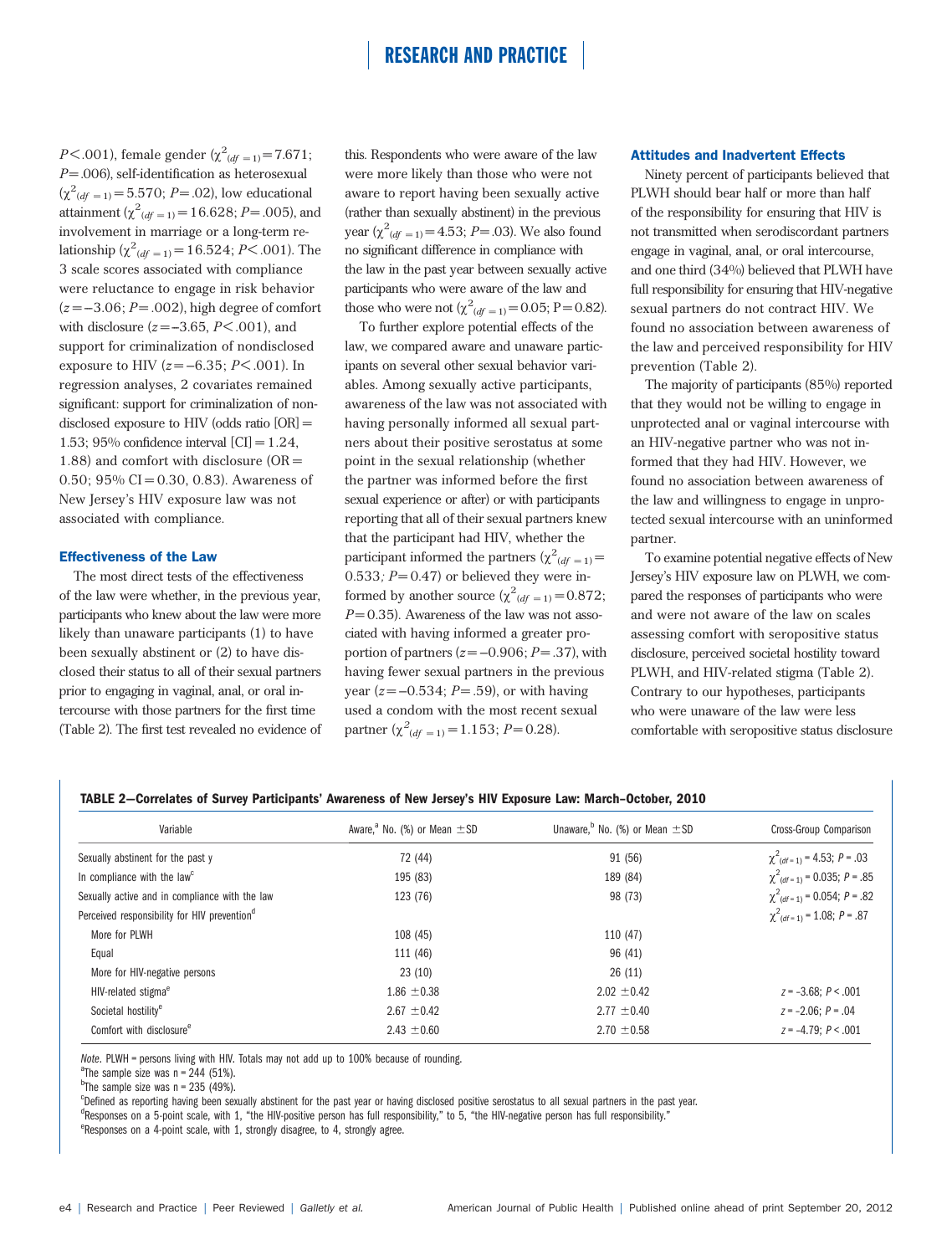$P < .001$), female gender ($\chi^2_{(df=1)} = 7.671$; $P = .006$), self-identification as heterosexual ($\chi^2_{(df=1)} = 5.570$; $P = .02$), low educational attainment ($\chi^2_{(df=1)} = 16.628$; $P = .005$), and involvement in marriage or a long-term relationship ($\chi^2_{(df=1)} = 16.524$; $P < .001$). The 3 scale scores associated with compliance were reluctance to engage in risk behavior ($z = -3.06$; $P = .002$), high degree of comfort with disclosure ($z = -3.65$, $P < .001$), and support for criminalization of nondisclosed exposure to HIV ($z = -6.35$; $P < .001$). In regression analyses, 2 covariates remained significant: support for criminalization of nondisclosed exposure to HIV (odds ratio [OR] = 1.53; 95% confidence interval [CI] = 1.24, 1.88) and comfort with disclosure (OR = 0.50; 95% CI = 0.30, 0.83). Awareness of New Jersey's HIV exposure law was not associated with compliance.

### Effectiveness of the Law

The most direct tests of the effectiveness of the law were whether, in the previous year, participants who knew about the law were more likely than unaware participants (1) to have been sexually abstinent or (2) to have disclosed their status to all of their sexual partners prior to engaging in vaginal, anal, or oral intercourse with those partners for the first time (Table 2). The first test revealed no evidence of this. Respondents who were aware of the law were more likely than those who were not aware to report having been sexually active (rather than sexually abstinent) in the previous year ($\chi^2_{(df=1)} = 4.53$; $P = .03$). We also found no significant difference in compliance with the law in the past year between sexually active participants who were aware of the law and those who were not ($\chi^2_{(df=1)} = 0.05$; $P = 0.82$).

To further explore potential effects of the law, we compared aware and unaware participants on several other sexual behavior variables. Among sexually active participants, awareness of the law was not associated with having personally informed all sexual partners about their positive serostatus at some point in the sexual relationship (whether the partner was informed before the first sexual experience or after) or with participants reporting that all of their sexual partners knew that the participant had HIV, whether the participant informed the partners ($\chi^2_{(df=1)} = 0.533$; $P = 0.47$) or believed they were informed by another source ($\chi^2_{(df=1)} = 0.872$; $P = 0.35$). Awareness of the law was not associated with having informed a greater proportion of partners ($z = -0.906$; $P = .37$), with having fewer sexual partners in the previous year ($z = -0.534$; $P = .59$), or with having used a condom with the most recent sexual partner ($\chi^2_{(df=1)} = 1.153$; $P = 0.28$).

### Attitudes and Inadvertent Effects

Ninety percent of participants believed that PLWH should bear half or more than half of the responsibility for ensuring that HIV is not transmitted when serodiscordant partners engage in vaginal, anal, or oral intercourse, and one third (34%) believed that PLWH have full responsibility for ensuring that HIV-negative sexual partners do not contract HIV. We found no association between awareness of the law and perceived responsibility for HIV prevention (Table 2).

The majority of participants (85%) reported that they would not be willing to engage in unprotected anal or vaginal intercourse with an HIV-negative partner who was not informed that they had HIV. However, we found no association between awareness of the law and willingness to engage in unprotected sexual intercourse with an uninformed partner.

To examine potential negative effects of New Jersey's HIV exposure law on PLWH, we compared the responses of participants who were and were not aware of the law on scales assessing comfort with seropositive status disclosure, perceived societal hostility toward PLWH, and HIV-related stigma (Table 2). Contrary to our hypotheses, participants who were unaware of the law were less comfortable with seropositive status disclosure

**TABLE 2—Correlates of Survey Participants' Awareness of New Jersey's HIV Exposure Law: March–October, 2010**

| Variable | Aware,[a] No. (%) or Mean ±SD | Unaware,[b] No. (%) or Mean ±SD | Cross-Group Comparison |
|---|---|---|---|
| Sexually abstinent for the past y | 72 (44) | 91 (56) | $\chi^2_{(df=1)} = 4.53$; $P = .03$ |
| In compliance with the law[c] | 195 (83) | 189 (84) | $\chi^2_{(df=1)} = 0.035$; $P = .85$ |
| Sexually active and in compliance with the law | 123 (76) | 98 (73) | $\chi^2_{(df=1)} = 0.054$; $P = .82$ |
| Perceived responsibility for HIV prevention[d] | | | $\chi^2_{(df=1)} = 1.08$; $P = .87$ |
| More for PLWH | 108 (45) | 110 (47) | |
| Equal | 111 (46) | 96 (41) | |
| More for HIV-negative persons | 23 (10) | 26 (11) | |
| HIV-related stigma[e] | 1.86 ±0.38 | 2.02 ±0.42 | $z = -3.68$; $P < .001$ |
| Societal hostility[e] | 2.67 ±0.42 | 2.77 ±0.40 | $z = -2.06$; $P = .04$ |
| Comfort with disclosure[e] | 2.43 ±0.60 | 2.70 ±0.58 | $z = -4.79$; $P < .001$ |

*Note.* PLWH = persons living with HIV. Totals may not add up to 100% because of rounding.

[a]The sample size was n = 244 (51%).

[b]The sample size was n = 235 (49%).

[c]Defined as reporting having been sexually abstinent for the past year or having disclosed positive serostatus to all sexual partners in the past year.

[d]Responses on a 5-point scale, with 1, "the HIV-positive person has full responsibility," to 5, "the HIV-negative person has full responsibility."

[e]Responses on a 4-point scale, with 1, strongly disagree, to 4, strongly agree.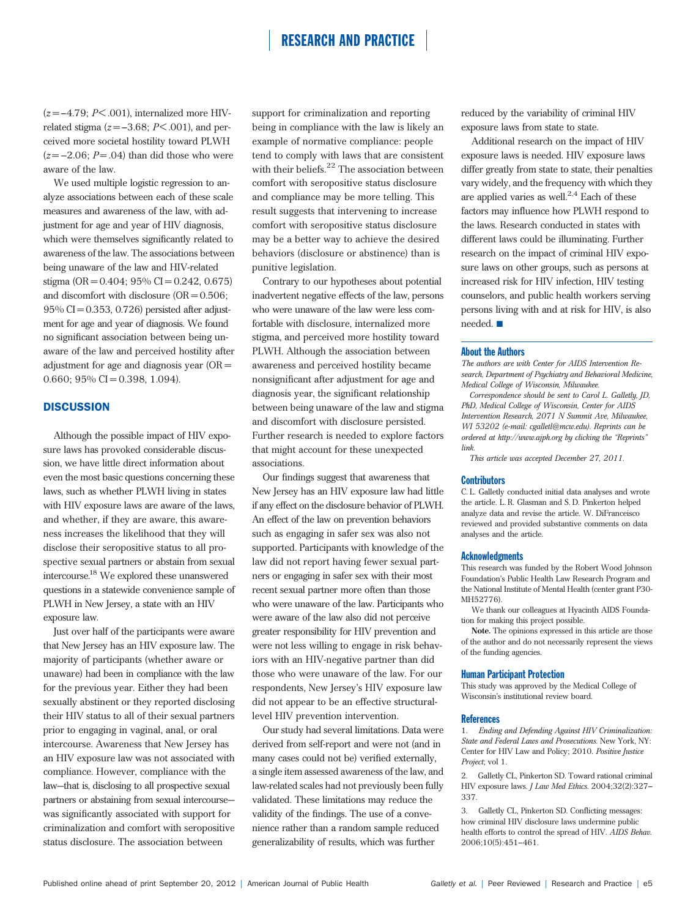($z = -4.79$; $P < .001$), internalized more HIV-related stigma ($z = -3.68$; $P < .001$), and perceived more societal hostility toward PLWH ($z = -2.06$; $P = .04$) than did those who were aware of the law.

We used multiple logistic regression to analyze associations between each of these scale measures and awareness of the law, with adjustment for age and year of HIV diagnosis, which were themselves significantly related to awareness of the law. The associations between being unaware of the law and HIV-related stigma (OR = 0.404; 95% CI = 0.242, 0.675) and discomfort with disclosure (OR = 0.506; 95% CI = 0.353, 0.726) persisted after adjustment for age and year of diagnosis. We found no significant association between being unaware of the law and perceived hostility after adjustment for age and diagnosis year (OR = 0.660; 95% CI = 0.398, 1.094).

## DISCUSSION

Although the possible impact of HIV exposure laws has provoked considerable discussion, we have little direct information about even the most basic questions concerning these laws, such as whether PLWH living in states with HIV exposure laws are aware of the laws, and whether, if they are aware, this awareness increases the likelihood that they will disclose their seropositive status to all prospective sexual partners or abstain from sexual intercourse.[18] We explored these unanswered questions in a statewide convenience sample of PLWH in New Jersey, a state with an HIV exposure law.

Just over half of the participants were aware that New Jersey has an HIV exposure law. The majority of participants (whether aware or unaware) had been in compliance with the law for the previous year. Either they had been sexually abstinent or they reported disclosing their HIV status to all of their sexual partners prior to engaging in vaginal, anal, or oral intercourse. Awareness that New Jersey has an HIV exposure law was not associated with compliance. However, compliance with the law—that is, disclosing to all prospective sexual partners or abstaining from sexual intercourse—was significantly associated with support for criminalization and comfort with seropositive status disclosure. The association between support for criminalization and reporting being in compliance with the law is likely an example of normative compliance: people tend to comply with laws that are consistent with their beliefs.[22] The association between comfort with seropositive status disclosure and compliance may be more telling. This result suggests that intervening to increase comfort with seropositive status disclosure may be a better way to achieve the desired behaviors (disclosure or abstinence) than is punitive legislation.

Contrary to our hypotheses about potential inadvertent negative effects of the law, persons who were unaware of the law were less comfortable with disclosure, internalized more stigma, and perceived more hostility toward PLWH. Although the association between awareness and perceived hostility became nonsignificant after adjustment for age and diagnosis year, the significant relationship between being unaware of the law and stigma and discomfort with disclosure persisted. Further research is needed to explore factors that might account for these unexpected associations.

Our findings suggest that awareness that New Jersey has an HIV exposure law had little if any effect on the disclosure behavior of PLWH. An effect of the law on prevention behaviors such as engaging in safer sex was also not supported. Participants with knowledge of the law did not report having fewer sexual partners or engaging in safer sex with their most recent sexual partner more often than those who were unaware of the law. Participants who were aware of the law also did not perceive greater responsibility for HIV prevention and were not less willing to engage in risk behaviors with an HIV-negative partner than did those who were unaware of the law. For our respondents, New Jersey's HIV exposure law did not appear to be an effective structural-level HIV prevention intervention.

Our study had several limitations. Data were derived from self-report and were not (and in many cases could not be) verified externally, a single item assessed awareness of the law, and law-related scales had not previously been fully validated. These limitations may reduce the validity of the findings. The use of a convenience rather than a random sample reduced generalizability of results, which was further reduced by the variability of criminal HIV exposure laws from state to state.

Additional research on the impact of HIV exposure laws is needed. HIV exposure laws differ greatly from state to state, their penalties vary widely, and the frequency with which they are applied varies as well.[2,4] Each of these factors may influence how PLWH respond to the laws. Research conducted in states with different laws could be illuminating. Further research on the impact of criminal HIV exposure laws on other groups, such as persons at increased risk for HIV infection, HIV testing counselors, and public health workers serving persons living with and at risk for HIV, is also needed. ■

### About the Authors

*The authors are with Center for AIDS Intervention Research, Department of Psychiatry and Behavioral Medicine, Medical College of Wisconsin, Milwaukee.*

*Correspondence should be sent to Carol L. Galletly, JD, PhD, Medical College of Wisconsin, Center for AIDS Intervention Research, 2071 N Summit Ave, Milwaukee, WI 53202 (e-mail: cgalletl@mcw.edu). Reprints can be ordered at http://www.ajph.org by clicking the "Reprints" link.*

*This article was accepted December 27, 2011.*

### Contributors

C. L. Galletly conducted initial data analyses and wrote the article. L. R. Glasman and S. D. Pinkerton helped analyze data and revise the article. W. DiFranceisco reviewed and provided substantive comments on data analyses and the article.

### Acknowledgments

This research was funded by the Robert Wood Johnson Foundation's Public Health Law Research Program and the National Institute of Mental Health (center grant P30-MH52776).

We thank our colleagues at Hyacinth AIDS Foundation for making this project possible.

**Note.** The opinions expressed in this article are those of the author and do not necessarily represent the views of the funding agencies.

### Human Participant Protection

This study was approved by the Medical College of Wisconsin's institutional review board.

### References

1. *Ending and Defending Against HIV Criminalization: State and Federal Laws and Prosecutions.* New York, NY: Center for HIV Law and Policy; 2010. *Positive Justice Project*; vol 1.

2. Galletly CL, Pinkerton SD. Toward rational criminal HIV exposure laws. *J Law Med Ethics.* 2004;32(2):327–337.

3. Galletly CL, Pinkerton SD. Conflicting messages: how criminal HIV disclosure laws undermine public health efforts to control the spread of HIV. *AIDS Behav.* 2006;10(5):451–461.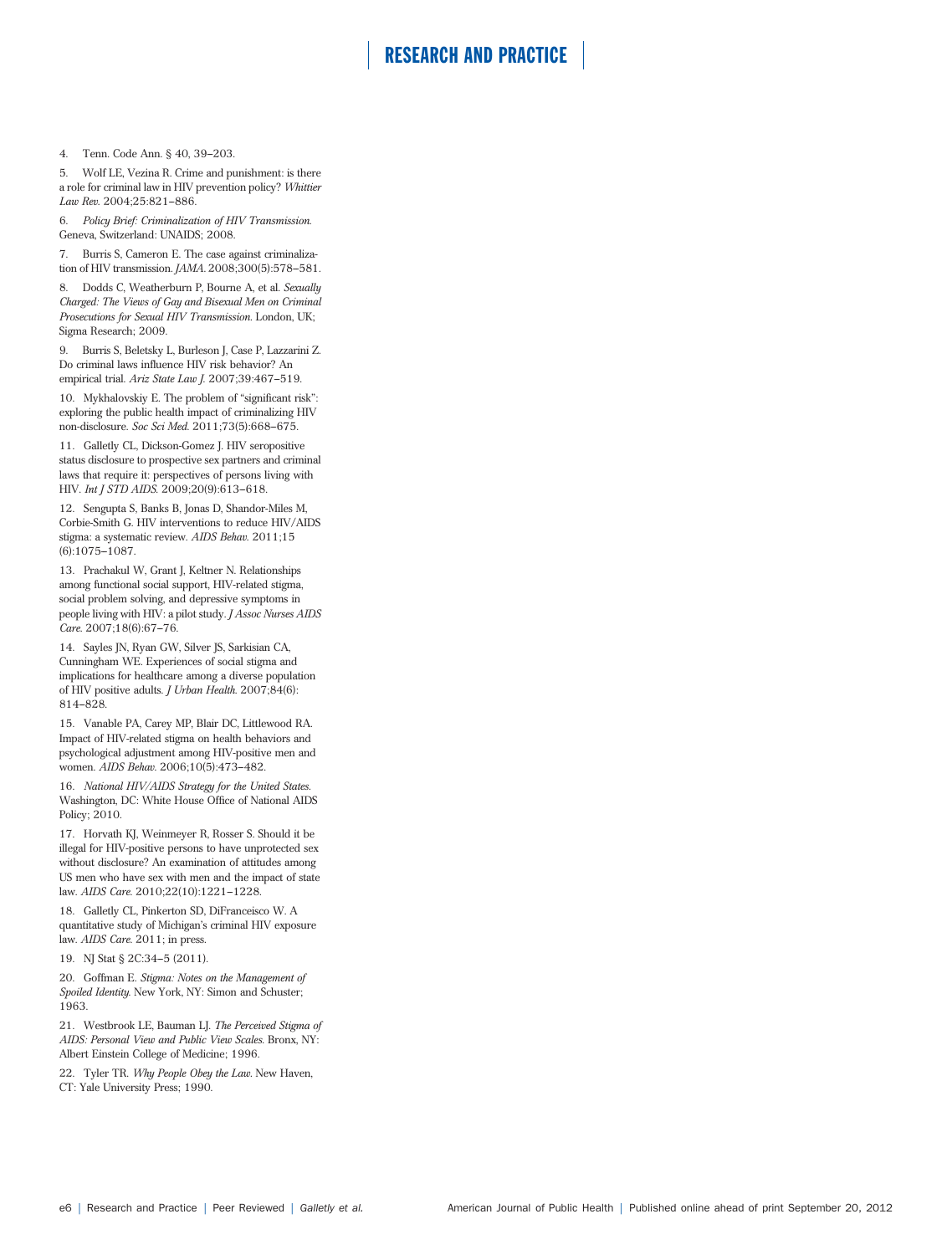4. Tenn. Code Ann. § 40, 39–203.

5. Wolf LE, Vezina R. Crime and punishment: is there a role for criminal law in HIV prevention policy? *Whittier Law Rev.* 2004;25:821–886.

6. *Policy Brief: Criminalization of HIV Transmission.* Geneva, Switzerland: UNAIDS; 2008.

7. Burris S, Cameron E. The case against criminalization of HIV transmission. *JAMA.* 2008;300(5):578–581.

8. Dodds C, Weatherburn P, Bourne A, et al. *Sexually Charged: The Views of Gay and Bisexual Men on Criminal Prosecutions for Sexual HIV Transmission.* London, UK; Sigma Research; 2009.

9. Burris S, Beletsky L, Burleson J, Case P, Lazzarini Z. Do criminal laws influence HIV risk behavior? An empirical trial. *Ariz State Law J.* 2007;39:467–519.

10. Mykhalovskiy E. The problem of "significant risk": exploring the public health impact of criminalizing HIV non-disclosure. *Soc Sci Med.* 2011;73(5):668–675.

11. Galletly CL, Dickson-Gomez J. HIV seropositive status disclosure to prospective sex partners and criminal laws that require it: perspectives of persons living with HIV. *Int J STD AIDS.* 2009;20(9):613–618.

12. Sengupta S, Banks B, Jonas D, Shandor-Miles M, Corbie-Smith G. HIV interventions to reduce HIV/AIDS stigma: a systematic review. *AIDS Behav.* 2011;15 (6):1075–1087.

13. Prachakul W, Grant J, Keltner N. Relationships among functional social support, HIV-related stigma, social problem solving, and depressive symptoms in people living with HIV: a pilot study. *J Assoc Nurses AIDS Care.* 2007;18(6):67–76.

14. Sayles JN, Ryan GW, Silver JS, Sarkisian CA, Cunningham WE. Experiences of social stigma and implications for healthcare among a diverse population of HIV positive adults. *J Urban Health.* 2007;84(6): 814–828.

15. Vanable PA, Carey MP, Blair DC, Littlewood RA. Impact of HIV-related stigma on health behaviors and psychological adjustment among HIV-positive men and women. *AIDS Behav.* 2006;10(5):473–482.

16. *National HIV/AIDS Strategy for the United States.* Washington, DC: White House Office of National AIDS Policy; 2010.

17. Horvath KJ, Weinmeyer R, Rosser S. Should it be illegal for HIV-positive persons to have unprotected sex without disclosure? An examination of attitudes among US men who have sex with men and the impact of state law. *AIDS Care.* 2010;22(10):1221–1228.

18. Galletly CL, Pinkerton SD, DiFranceisco W. A quantitative study of Michigan's criminal HIV exposure law. *AIDS Care.* 2011; in press.

19. NJ Stat § 2C:34–5 (2011).

20. Goffman E. *Stigma: Notes on the Management of Spoiled Identity.* New York, NY: Simon and Schuster; 1963.

21. Westbrook LE, Bauman LJ. *The Perceived Stigma of AIDS: Personal View and Public View Scales.* Bronx, NY: Albert Einstein College of Medicine; 1996.

22. Tyler TR. *Why People Obey the Law.* New Haven, CT: Yale University Press; 1990.